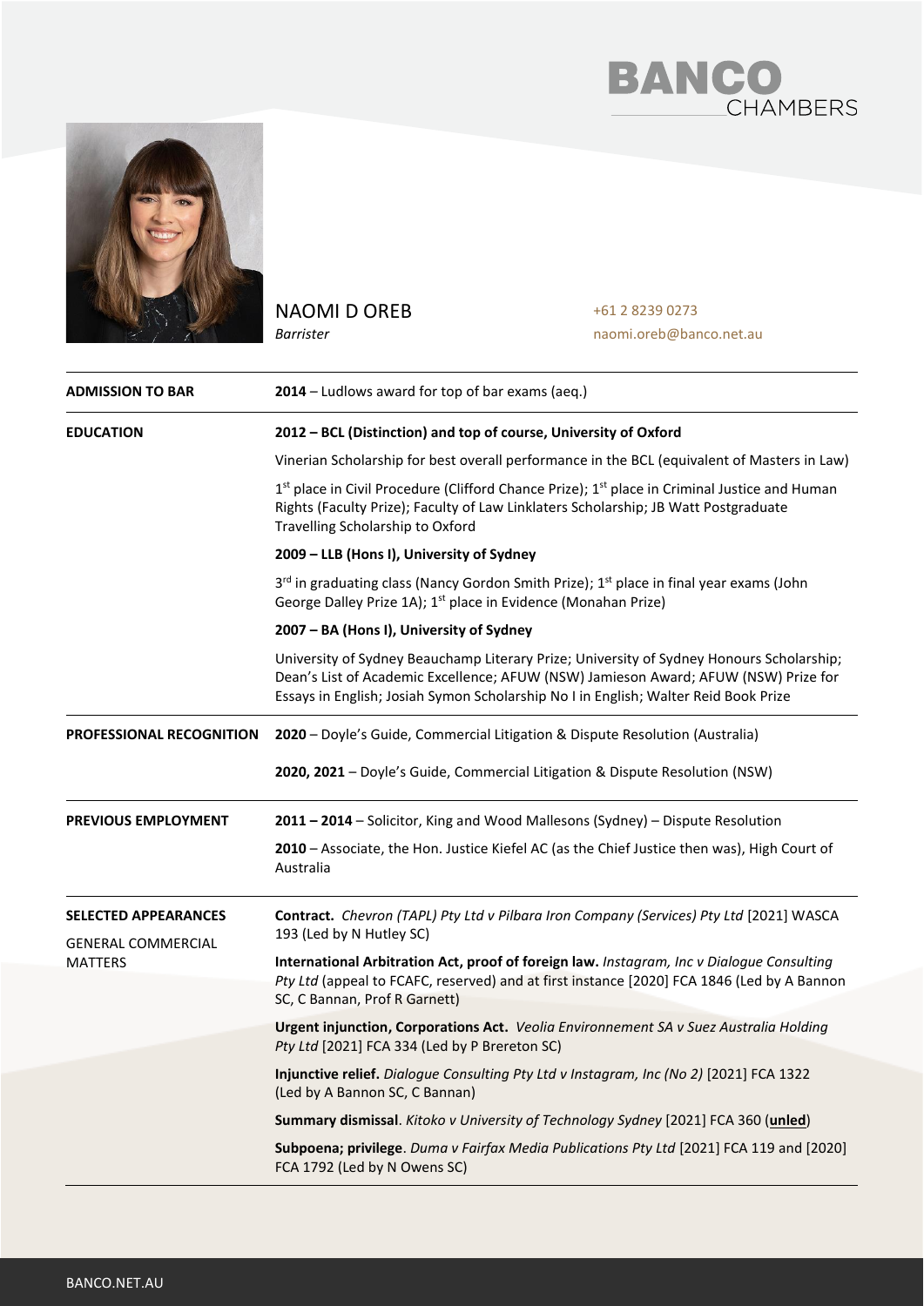# NAOMI D OREB

*Barrister*

+61 2 8239 0273
naomi.oreb@banco.net.au

| | |
|---|---|
| **ADMISSION TO BAR** | **2014** – Ludlows award for top of bar exams (aeq.) |
| **EDUCATION** | **2012 – BCL (Distinction) and top of course, University of Oxford** |
| | Vinerian Scholarship for best overall performance in the BCL (equivalent of Masters in Law) |
| | 1st place in Civil Procedure (Clifford Chance Prize); 1st place in Criminal Justice and Human Rights (Faculty Prize); Faculty of Law Linklaters Scholarship; JB Watt Postgraduate Travelling Scholarship to Oxford |
| | **2009 – LLB (Hons I), University of Sydney** |
| | 3rd in graduating class (Nancy Gordon Smith Prize); 1st place in final year exams (John George Dalley Prize 1A); 1st place in Evidence (Monahan Prize) |
| | **2007 – BA (Hons I), University of Sydney** |
| | University of Sydney Beauchamp Literary Prize; University of Sydney Honours Scholarship; Dean's List of Academic Excellence; AFUW (NSW) Jamieson Award; AFUW (NSW) Prize for Essays in English; Josiah Symon Scholarship No I in English; Walter Reid Book Prize |
| **PROFESSIONAL RECOGNITION** | **2020** – Doyle's Guide, Commercial Litigation & Dispute Resolution (Australia) |
| | **2020, 2021** – Doyle's Guide, Commercial Litigation & Dispute Resolution (NSW) |
| **PREVIOUS EMPLOYMENT** | **2011 – 2014** – Solicitor, King and Wood Mallesons (Sydney) – Dispute Resolution |
| | **2010** – Associate, the Hon. Justice Kiefel AC (as the Chief Justice then was), High Court of Australia |
| **SELECTED APPEARANCES** GENERAL COMMERCIAL MATTERS | **Contract.** *Chevron (TAPL) Pty Ltd v Pilbara Iron Company (Services) Pty Ltd* [2021] WASCA 193 (Led by N Hutley SC) |
| | **International Arbitration Act, proof of foreign law.** *Instagram, Inc v Dialogue Consulting Pty Ltd* (appeal to FCAFC, reserved) and at first instance [2020] FCA 1846 (Led by A Bannon SC, C Bannan, Prof R Garnett) |
| | **Urgent injunction, Corporations Act.** *Veolia Environnement SA v Suez Australia Holding Pty Ltd* [2021] FCA 334 (Led by P Brereton SC) |
| | **Injunctive relief.** *Dialogue Consulting Pty Ltd v Instagram, Inc (No 2)* [2021] FCA 1322 (Led by A Bannon SC, C Bannan) |
| | **Summary dismissal**. *Kitoko v University of Technology Sydney* [2021] FCA 360 (**unled**) |
| | **Subpoena; privilege**. *Duma v Fairfax Media Publications Pty Ltd* [2021] FCA 119 and [2020] FCA 1792 (Led by N Owens SC) |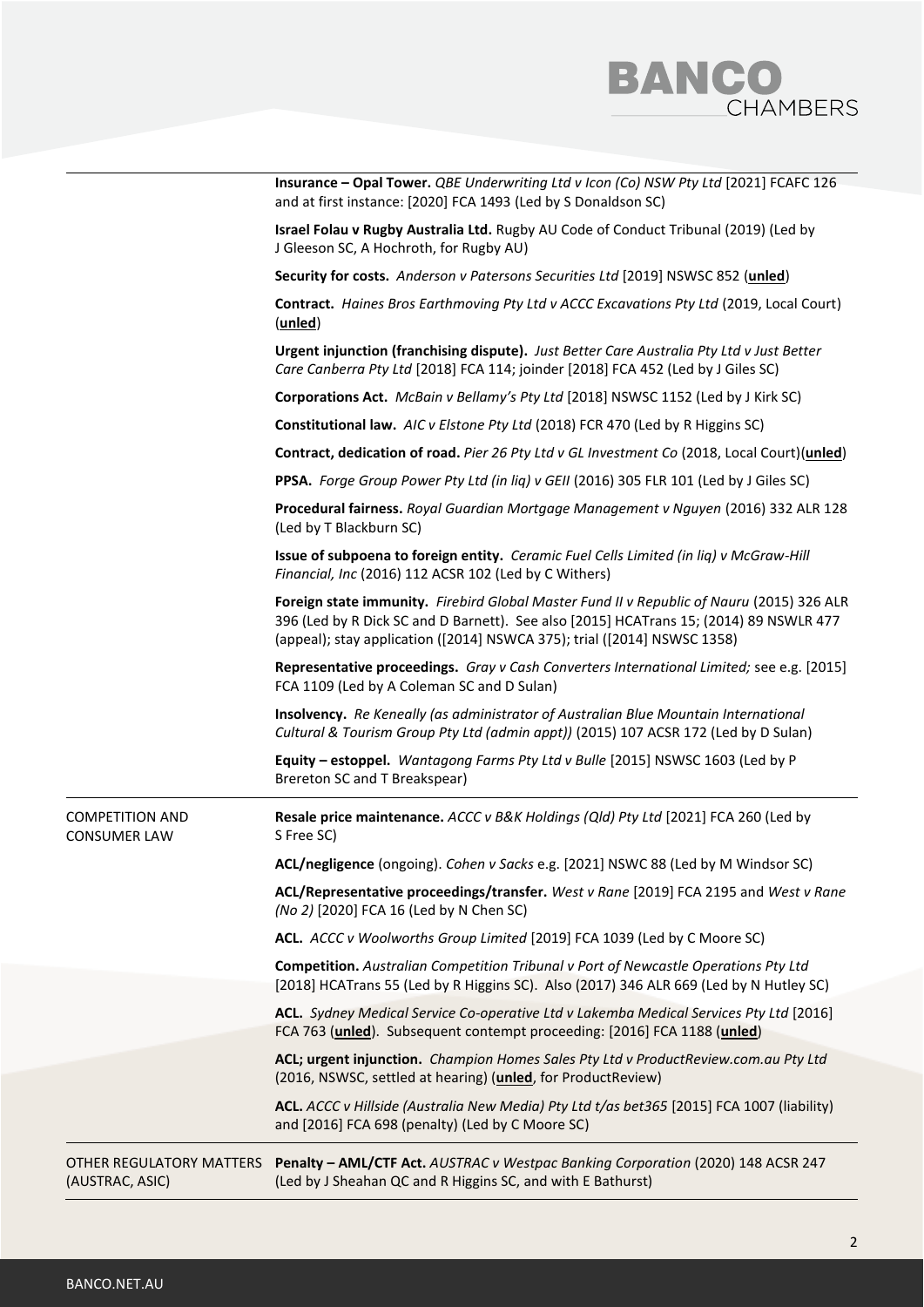| | |
|---|---|
| | **Insurance – Opal Tower.** *QBE Underwriting Ltd v Icon (Co) NSW Pty Ltd* [2021] FCAFC 126 and at first instance: [2020] FCA 1493 (Led by S Donaldson SC) |
| | **Israel Folau v Rugby Australia Ltd.** Rugby AU Code of Conduct Tribunal (2019) (Led by J Gleeson SC, A Hochroth, for Rugby AU) |
| | **Security for costs.** *Anderson v Patersons Securities Ltd* [2019] NSWSC 852 (**unled**) |
| | **Contract.** *Haines Bros Earthmoving Pty Ltd v ACCC Excavations Pty Ltd* (2019, Local Court) (**unled**) |
| | **Urgent injunction (franchising dispute).** *Just Better Care Australia Pty Ltd v Just Better Care Canberra Pty Ltd* [2018] FCA 114; joinder [2018] FCA 452 (Led by J Giles SC) |
| | **Corporations Act.** *McBain v Bellamy's Pty Ltd* [2018] NSWSC 1152 (Led by J Kirk SC) |
| | **Constitutional law.** *AIC v Elstone Pty Ltd* (2018) FCR 470 (Led by R Higgins SC) |
| | **Contract, dedication of road.** *Pier 26 Pty Ltd v GL Investment Co* (2018, Local Court)(**unled**) |
| | **PPSA.** *Forge Group Power Pty Ltd (in liq) v GEII* (2016) 305 FLR 101 (Led by J Giles SC) |
| | **Procedural fairness.** *Royal Guardian Mortgage Management v Nguyen* (2016) 332 ALR 128 (Led by T Blackburn SC) |
| | **Issue of subpoena to foreign entity.** *Ceramic Fuel Cells Limited (in liq) v McGraw-Hill Financial, Inc* (2016) 112 ACSR 102 (Led by C Withers) |
| | **Foreign state immunity.** *Firebird Global Master Fund II v Republic of Nauru* (2015) 326 ALR 396 (Led by R Dick SC and D Barnett). See also [2015] HCATrans 15; (2014) 89 NSWLR 477 (appeal); stay application ([2014] NSWCA 375); trial ([2014] NSWSC 1358) |
| | **Representative proceedings.** *Gray v Cash Converters International Limited;* see e.g. [2015] FCA 1109 (Led by A Coleman SC and D Sulan) |
| | **Insolvency.** *Re Keneally (as administrator of Australian Blue Mountain International Cultural & Tourism Group Pty Ltd (admin appt))* (2015) 107 ACSR 172 (Led by D Sulan) |
| | **Equity – estoppel.** *Wantagong Farms Pty Ltd v Bulle* [2015] NSWSC 1603 (Led by P Brereton SC and T Breakspear) |
| COMPETITION AND CONSUMER LAW | **Resale price maintenance.** *ACCC v B&K Holdings (Qld) Pty Ltd* [2021] FCA 260 (Led by S Free SC) |
| | **ACL/negligence** (ongoing). *Cohen v Sacks* e.g. [2021] NSWC 88 (Led by M Windsor SC) |
| | **ACL/Representative proceedings/transfer.** *West v Rane* [2019] FCA 2195 and *West v Rane (No 2)* [2020] FCA 16 (Led by N Chen SC) |
| | **ACL.** *ACCC v Woolworths Group Limited* [2019] FCA 1039 (Led by C Moore SC) |
| | **Competition.** *Australian Competition Tribunal v Port of Newcastle Operations Pty Ltd* [2018] HCATrans 55 (Led by R Higgins SC). Also (2017) 346 ALR 669 (Led by N Hutley SC) |
| | **ACL.** *Sydney Medical Service Co-operative Ltd v Lakemba Medical Services Pty Ltd* [2016] FCA 763 (**unled**). Subsequent contempt proceeding: [2016] FCA 1188 (**unled**) |
| | **ACL; urgent injunction.** *Champion Homes Sales Pty Ltd v ProductReview.com.au Pty Ltd* (2016, NSWSC, settled at hearing) (**unled**, for ProductReview) |
| | **ACL.** *ACCC v Hillside (Australia New Media) Pty Ltd t/as bet365* [2015] FCA 1007 (liability) and [2016] FCA 698 (penalty) (Led by C Moore SC) |
| OTHER REGULATORY MATTERS (AUSTRAC, ASIC) | **Penalty – AML/CTF Act.** *AUSTRAC v Westpac Banking Corporation* (2020) 148 ACSR 247 (Led by J Sheahan QC and R Higgins SC, and with E Bathurst) |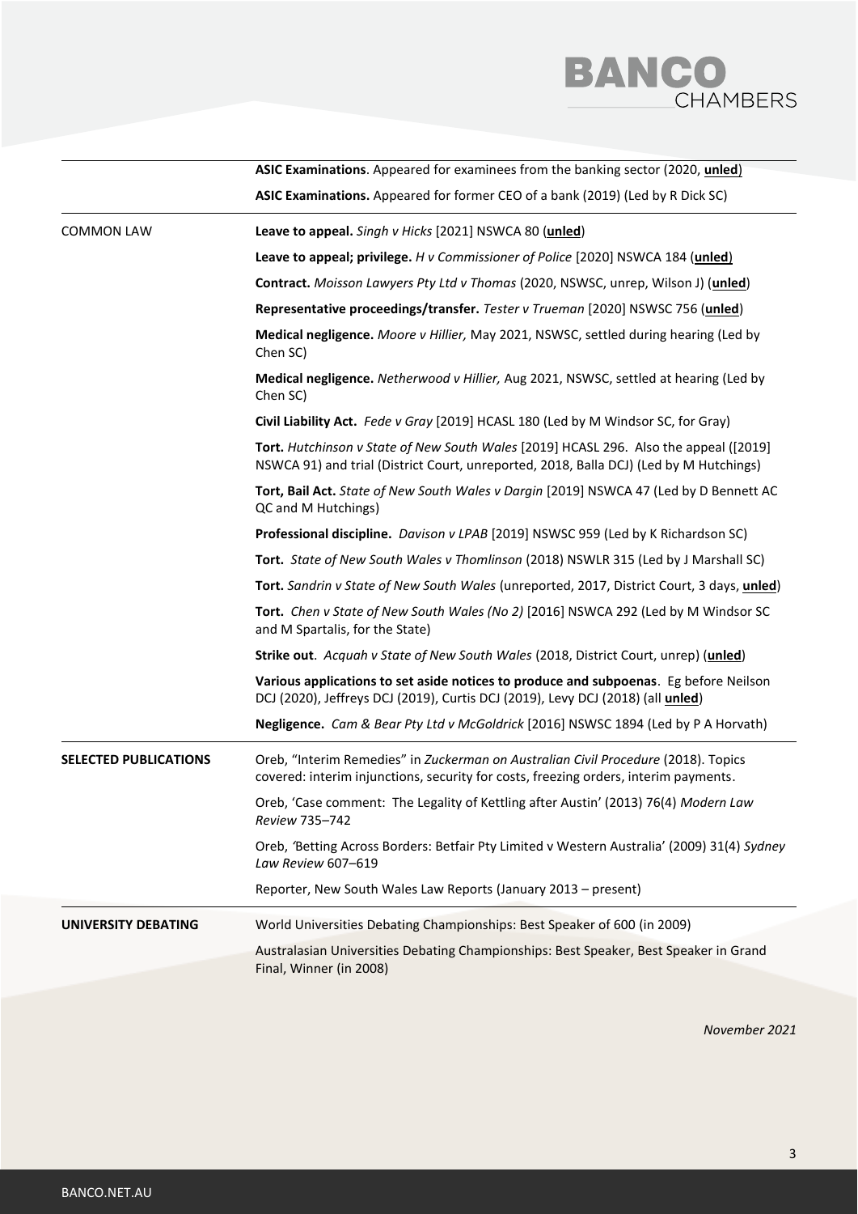| | |
|---|---|
| | **ASIC Examinations**. Appeared for examinees from the banking sector (2020, **unled**) |
| | **ASIC Examinations.** Appeared for former CEO of a bank (2019) (Led by R Dick SC) |
| COMMON LAW | **Leave to appeal.** *Singh v Hicks* [2021] NSWCA 80 (**unled**) |
| | **Leave to appeal; privilege.** *H v Commissioner of Police* [2020] NSWCA 184 (**unled**) |
| | **Contract.** *Moisson Lawyers Pty Ltd v Thomas* (2020, NSWSC, unrep, Wilson J) (**unled**) |
| | **Representative proceedings/transfer.** *Tester v Trueman* [2020] NSWSC 756 (**unled**) |
| | **Medical negligence.** *Moore v Hillier,* May 2021, NSWSC, settled during hearing (Led by Chen SC) |
| | **Medical negligence.** *Netherwood v Hillier,* Aug 2021, NSWSC, settled at hearing (Led by Chen SC) |
| | **Civil Liability Act.** *Fede v Gray* [2019] HCASL 180 (Led by M Windsor SC, for Gray) |
| | **Tort.** *Hutchinson v State of New South Wales* [2019] HCASL 296. Also the appeal ([2019] NSWCA 91) and trial (District Court, unreported, 2018, Balla DCJ) (Led by M Hutchings) |
| | **Tort, Bail Act.** *State of New South Wales v Dargin* [2019] NSWCA 47 (Led by D Bennett AC QC and M Hutchings) |
| | **Professional discipline.** *Davison v LPAB* [2019] NSWSC 959 (Led by K Richardson SC) |
| | **Tort.** *State of New South Wales v Thomlinson* (2018) NSWLR 315 (Led by J Marshall SC) |
| | **Tort.** *Sandrin v State of New South Wales* (unreported, 2017, District Court, 3 days, **unled**) |
| | **Tort.** *Chen v State of New South Wales (No 2)* [2016] NSWCA 292 (Led by M Windsor SC and M Spartalis, for the State) |
| | **Strike out**. *Acquah v State of New South Wales* (2018, District Court, unrep) (**unled**) |
| | **Various applications to set aside notices to produce and subpoenas**. Eg before Neilson DCJ (2020), Jeffreys DCJ (2019), Curtis DCJ (2019), Levy DCJ (2018) (all **unled**) |
| | **Negligence.** *Cam & Bear Pty Ltd v McGoldrick* [2016] NSWSC 1894 (Led by P A Horvath) |
| **SELECTED PUBLICATIONS** | Oreb, "Interim Remedies" in *Zuckerman on Australian Civil Procedure* (2018). Topics covered: interim injunctions, security for costs, freezing orders, interim payments. |
| | Oreb, 'Case comment: The Legality of Kettling after Austin' (2013) 76(4) *Modern Law Review* 735–742 |
| | Oreb, 'Betting Across Borders: Betfair Pty Limited v Western Australia' (2009) 31(4) *Sydney Law Review* 607–619 |
| | Reporter, New South Wales Law Reports (January 2013 – present) |
| **UNIVERSITY DEBATING** | World Universities Debating Championships: Best Speaker of 600 (in 2009) |
| | Australasian Universities Debating Championships: Best Speaker, Best Speaker in Grand Final, Winner (in 2008) |

*November 2021*